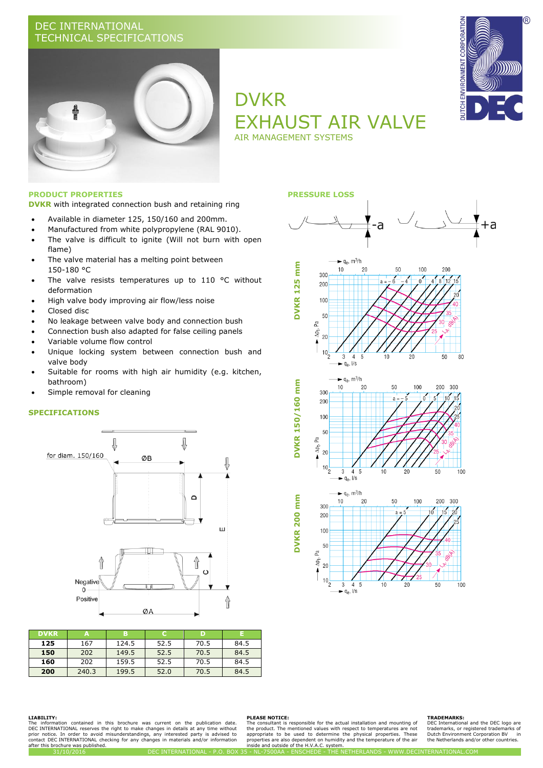DEC INTERNATIONAL
TECHNICAL SPECIFICATIONS

# DVKR EXHAUST AIR VALVE

AIR MANAGEMENT SYSTEMS

## PRODUCT PROPERTIES

**DVKR** with integrated connection bush and retaining ring

- Available in diameter 125, 150/160 and 200mm.
- Manufactured from white polypropylene (RAL 9010).
- The valve is difficult to ignite (Will not burn with open flame)
- The valve material has a melting point between 150-180 °C
- The valve resists temperatures up to 110 °C without deformation
- High valve body improving air flow/less noise
- Closed disc
- No leakage between valve body and connection bush
- Connection bush also adapted for false ceiling panels
- Variable volume flow control
- Unique locking system between connection bush and valve body
- Suitable for rooms with high air humidity (e.g. kitchen, bathroom)
- Simple removal for cleaning

## SPECIFICATIONS

for diam. 150/160

ØB, D, E, C, ØA

Negative
0
Positive

| DVKR | A | B | C | D | E |
|---|---|---|---|---|---|
| **125** | 167 | 124.5 | 52.5 | 70.5 | 84.5 |
| **150** | 202 | 149.5 | 52.5 | 70.5 | 84.5 |
| **160** | 202 | 159.5 | 52.5 | 70.5 | 84.5 |
| **200** | 240.3 | 199.5 | 52.0 | 70.5 | 84.5 |

## PRESSURE LOSS

-a +a

DVKR 125 mm

DVKR 150/160 mm

DVKR 200 mm

**LIABILITY:**
The information contained in this brochure was current on the publication date. DEC INTERNATIONAL reserves the right to make changes in details at any time without prior notice. In order to avoid misunderstandings, any interested party is advised to contact DEC INTERNATIONAL checking for any changes in materials and/or information after this brochure was published.

**PLEASE NOTICE:**
The consultant is responsible for the actual installation and mounting of the product. The mentioned values with respect to temperatures are not appropriate to be used to determine the physical properties. These properties are also dependent on humidity and the temperature of the air inside and outside of the H.V.A.C. system.

**TRADEMARKS:**
DEC International and the DEC logo are trademarks, or registered trademarks of Dutch Environment Corporation BV in the Netherlands and/or other countries.

31/10/2016 DEC INTERNATIONAL - P.O. BOX 35 - NL-7500AA - ENSCHEDE - THE NETHERLANDS - WWW.DECINTERNATIONAL.COM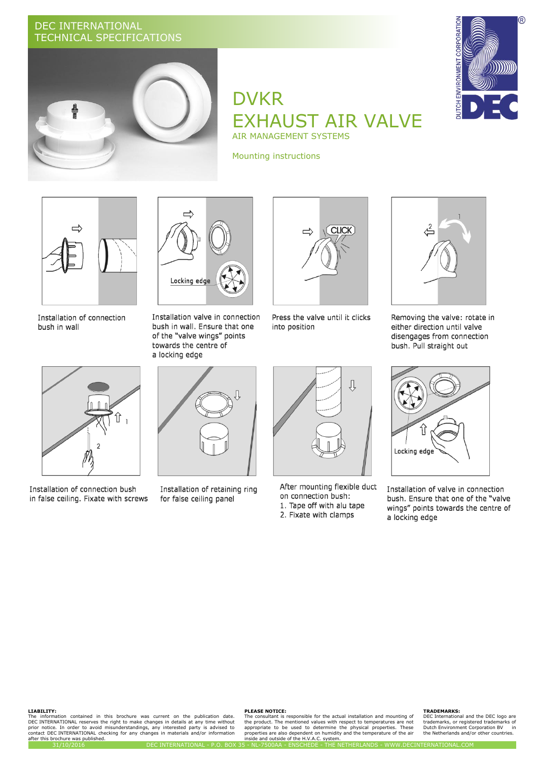DEC INTERNATIONAL
TECHNICAL SPECIFICATIONS

# DVKR
# EXHAUST AIR VALVE

AIR MANAGEMENT SYSTEMS

## Mounting instructions

Installation of connection bush in wall

Locking edge

Installation valve in connection bush in wall. Ensure that one of the "valve wings" points towards the centre of a locking edge

CLICK

Press the valve until it clicks into position

Removing the valve: rotate in either direction until valve disengages from connection bush. Pull straight out

Installation of connection bush in false ceiling. Fixate with screws

Installation of retaining ring for false ceiling panel

After mounting flexible duct on connection bush:

1. Tape off with alu tape
2. Fixate with clamps

Locking edge

Installation of valve in connection bush. Ensure that one of the "valve wings" points towards the centre of a locking edge

**LIABILITY:**
The information contained in this brochure was current on the publication date. DEC INTERNATIONAL reserves the right to make changes in details at any time without prior notice. In order to avoid misunderstandings, any interested party is advised to contact DEC INTERNATIONAL checking for any changes in materials and/or information after this brochure was published.

**PLEASE NOTICE:**
The consultant is responsible for the actual installation and mounting of the product. The mentioned values with respect to temperatures are not appropriate to be used to determine the physical properties. These properties are also dependent on humidity and the temperature of the air inside and outside of the H.V.A.C. system.

**TRADEMARKS:**
DEC International and the DEC logo are trademarks, or registered trademarks of Dutch Environment Corporation BV in the Netherlands and/or other countries.

31/10/2016 DEC INTERNATIONAL - P.O. BOX 35 - NL-7500AA - ENSCHEDE - THE NETHERLANDS - WWW.DECINTERNATIONAL.COM